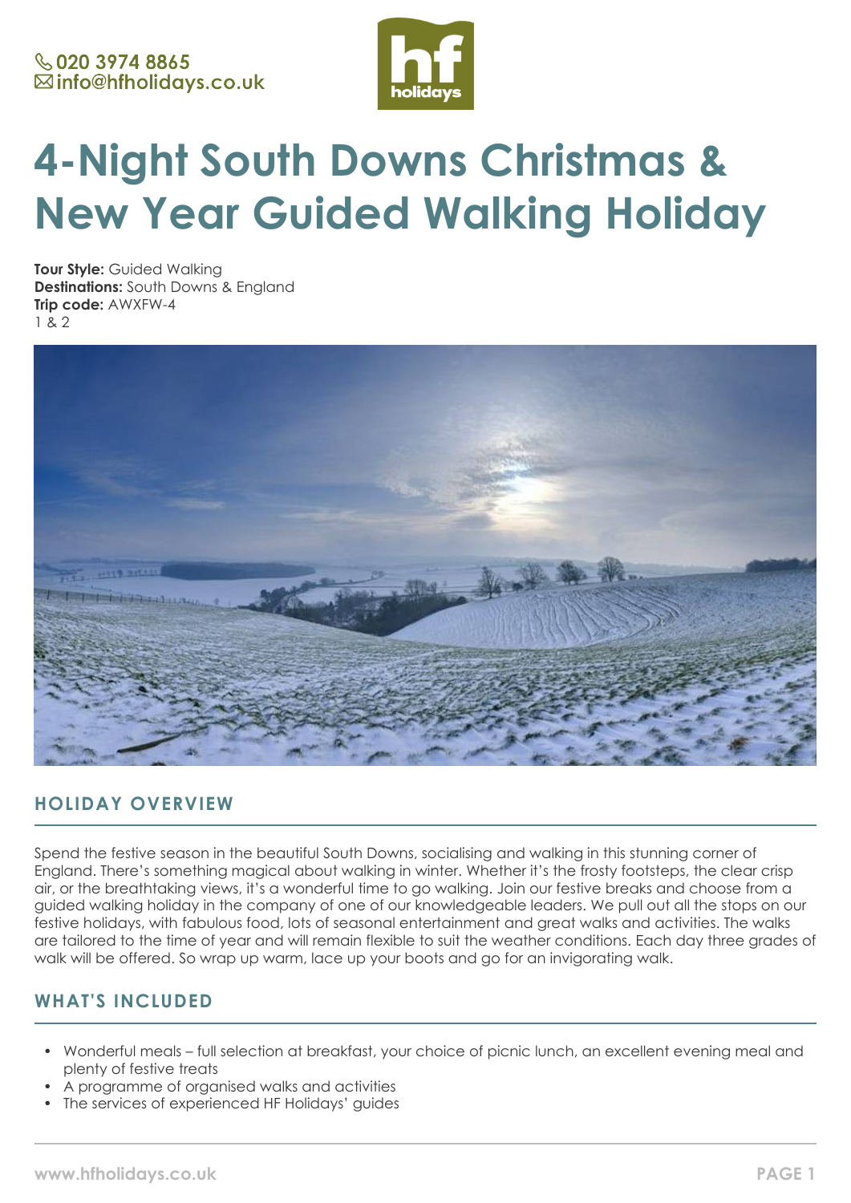020 3974 8865
info@hfholidays.co.uk

# 4-Night South Downs Christmas & New Year Guided Walking Holiday

**Tour Style:** Guided Walking
**Destinations:** South Downs & England
**Trip code:** AWXFW-4
1 & 2

## HOLIDAY OVERVIEW

Spend the festive season in the beautiful South Downs, socialising and walking in this stunning corner of England. There's something magical about walking in winter. Whether it's the frosty footsteps, the clear crisp air, or the breathtaking views, it's a wonderful time to go walking. Join our festive breaks and choose from a guided walking holiday in the company of one of our knowledgeable leaders. We pull out all the stops on our festive holidays, with fabulous food, lots of seasonal entertainment and great walks and activities. The walks are tailored to the time of year and will remain flexible to suit the weather conditions. Each day three grades of walk will be offered. So wrap up warm, lace up your boots and go for an invigorating walk.

## WHAT'S INCLUDED

- Wonderful meals – full selection at breakfast, your choice of picnic lunch, an excellent evening meal and plenty of festive treats
- A programme of organised walks and activities
- The services of experienced HF Holidays' guides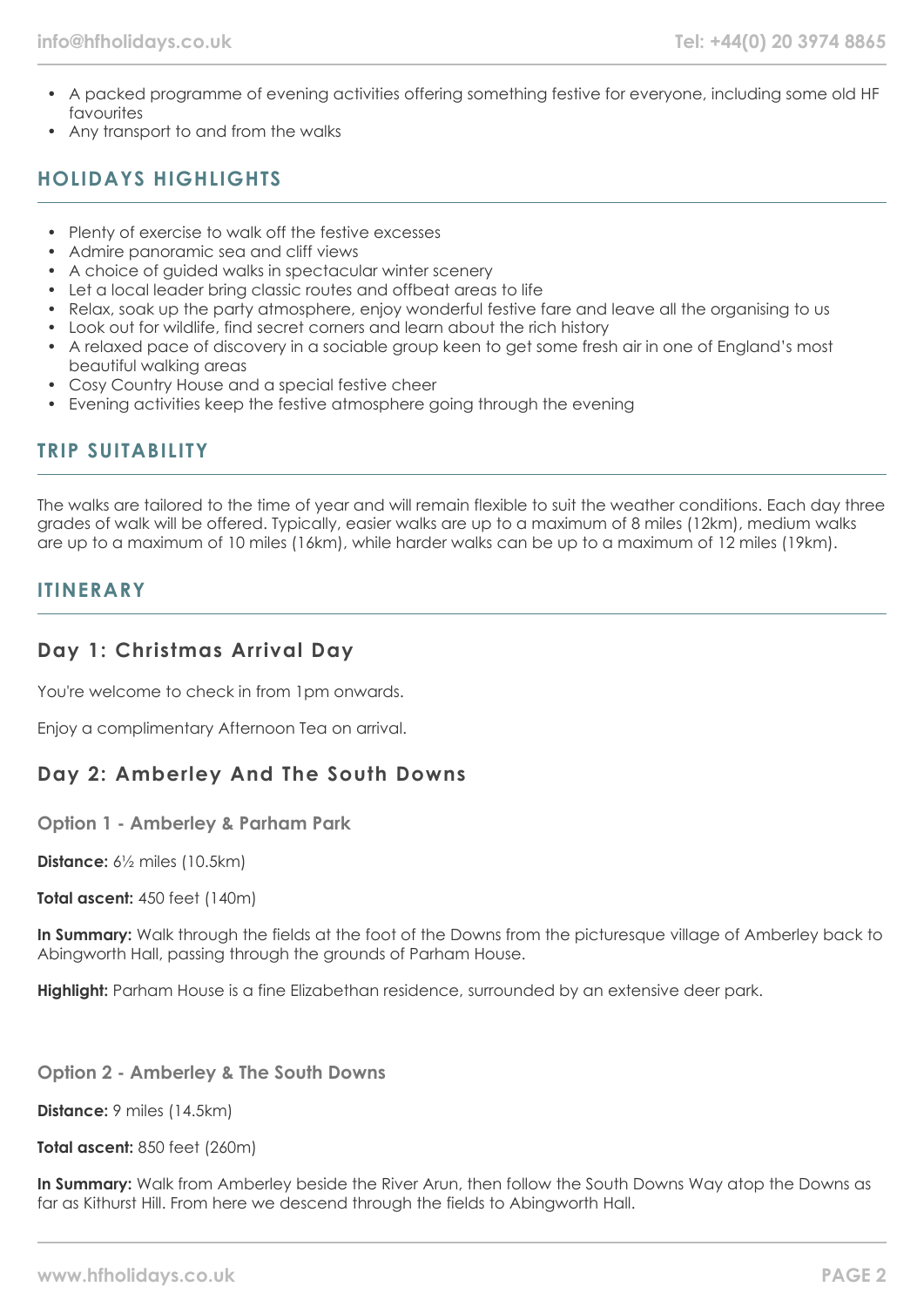- A packed programme of evening activities offering something festive for everyone, including some old HF favourites
- Any transport to and from the walks

## HOLIDAYS HIGHLIGHTS

- Plenty of exercise to walk off the festive excesses
- Admire panoramic sea and cliff views
- A choice of guided walks in spectacular winter scenery
- Let a local leader bring classic routes and offbeat areas to life
- Relax, soak up the party atmosphere, enjoy wonderful festive fare and leave all the organising to us
- Look out for wildlife, find secret corners and learn about the rich history
- A relaxed pace of discovery in a sociable group keen to get some fresh air in one of England's most beautiful walking areas
- Cosy Country House and a special festive cheer
- Evening activities keep the festive atmosphere going through the evening

## TRIP SUITABILITY

The walks are tailored to the time of year and will remain flexible to suit the weather conditions. Each day three grades of walk will be offered. Typically, easier walks are up to a maximum of 8 miles (12km), medium walks are up to a maximum of 10 miles (16km), while harder walks can be up to a maximum of 12 miles (19km).

## ITINERARY

### Day 1: Christmas Arrival Day

You're welcome to check in from 1pm onwards.

Enjoy a complimentary Afternoon Tea on arrival.

### Day 2: Amberley And The South Downs

#### Option 1 - Amberley & Parham Park

**Distance:** 6½ miles (10.5km)

**Total ascent:** 450 feet (140m)

**In Summary:** Walk through the fields at the foot of the Downs from the picturesque village of Amberley back to Abingworth Hall, passing through the grounds of Parham House.

**Highlight:** Parham House is a fine Elizabethan residence, surrounded by an extensive deer park.

#### Option 2 - Amberley & The South Downs

**Distance:** 9 miles (14.5km)

**Total ascent:** 850 feet (260m)

**In Summary:** Walk from Amberley beside the River Arun, then follow the South Downs Way atop the Downs as far as Kithurst Hill. From here we descend through the fields to Abingworth Hall.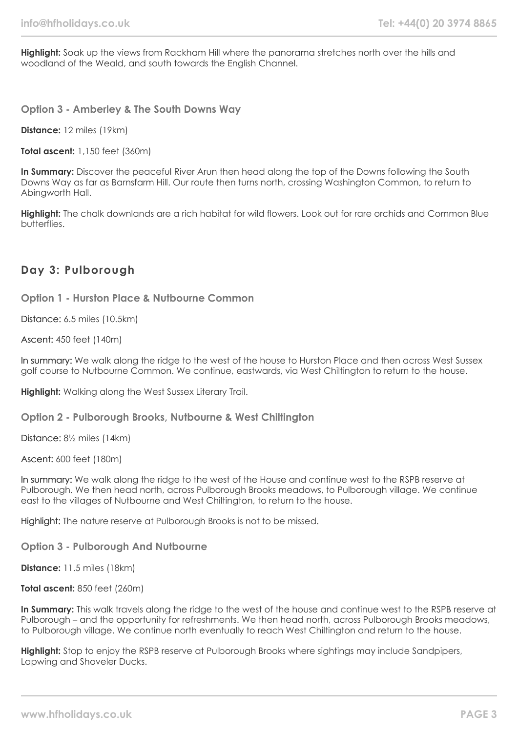**Highlight:** Soak up the views from Rackham Hill where the panorama stretches north over the hills and woodland of the Weald, and south towards the English Channel.

### Option 3 - Amberley & The South Downs Way

**Distance:** 12 miles (19km)

**Total ascent:** 1,150 feet (360m)

**In Summary:** Discover the peaceful River Arun then head along the top of the Downs following the South Downs Way as far as Barnsfarm Hill. Our route then turns north, crossing Washington Common, to return to Abingworth Hall.

**Highlight:** The chalk downlands are a rich habitat for wild flowers. Look out for rare orchids and Common Blue butterflies.

## Day 3: Pulborough

### Option 1 - Hurston Place & Nutbourne Common

Distance: 6.5 miles (10.5km)

Ascent: 450 feet (140m)

In summary: We walk along the ridge to the west of the house to Hurston Place and then across West Sussex golf course to Nutbourne Common. We continue, eastwards, via West Chiltington to return to the house.

**Highlight:** Walking along the West Sussex Literary Trail.

### Option 2 - Pulborough Brooks, Nutbourne & West Chiltington

Distance: 8½ miles (14km)

Ascent: 600 feet (180m)

In summary: We walk along the ridge to the west of the House and continue west to the RSPB reserve at Pulborough. We then head north, across Pulborough Brooks meadows, to Pulborough village. We continue east to the villages of Nutbourne and West Chiltington, to return to the house.

Highlight: The nature reserve at Pulborough Brooks is not to be missed.

### Option 3 - Pulborough And Nutbourne

**Distance:** 11.5 miles (18km)

**Total ascent:** 850 feet (260m)

**In Summary:** This walk travels along the ridge to the west of the house and continue west to the RSPB reserve at Pulborough – and the opportunity for refreshments. We then head north, across Pulborough Brooks meadows, to Pulborough village. We continue north eventually to reach West Chiltington and return to the house.

**Highlight:** Stop to enjoy the RSPB reserve at Pulborough Brooks where sightings may include Sandpipers, Lapwing and Shoveler Ducks.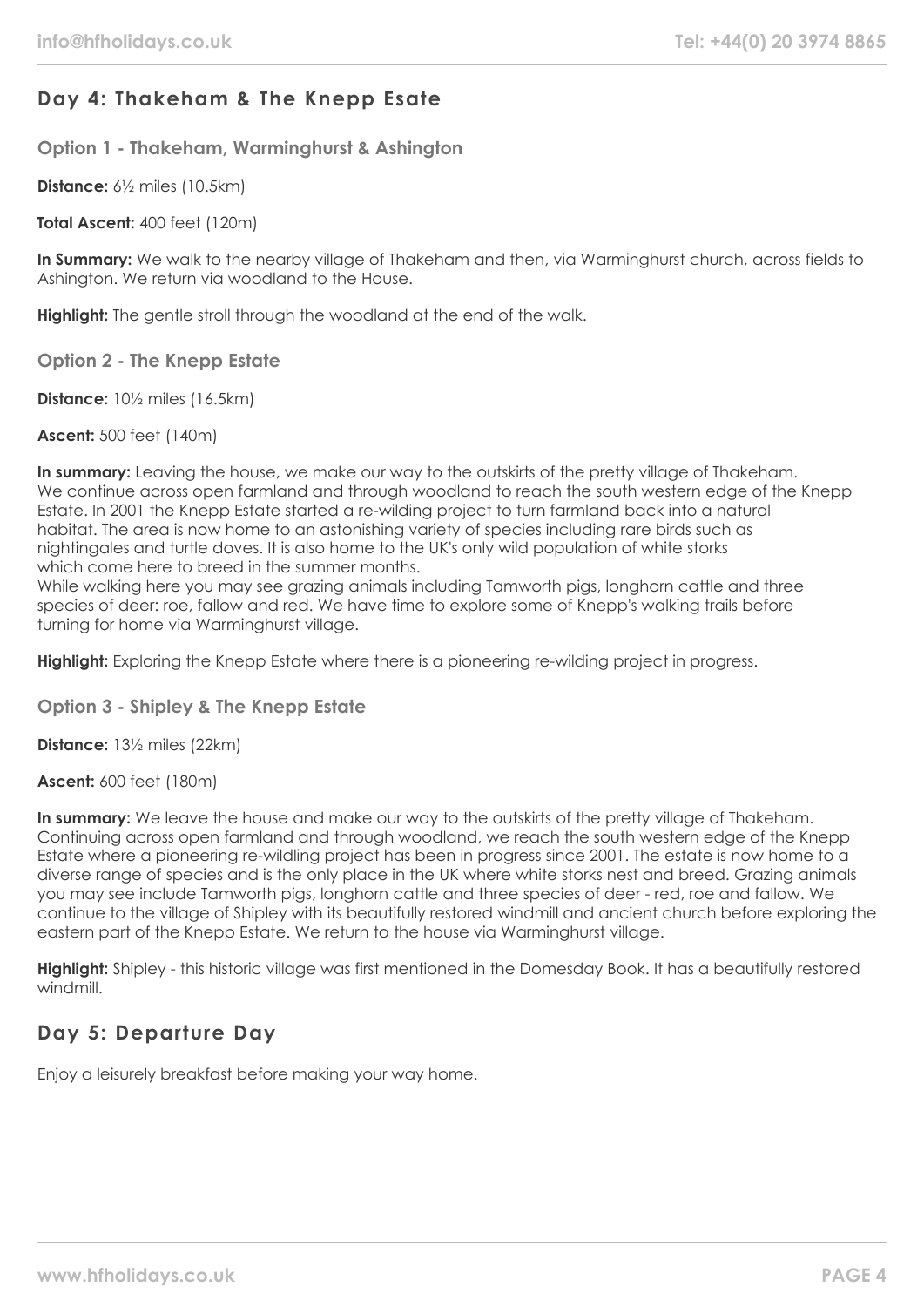## Day 4: Thakeham & The Knepp Esate

### Option 1 - Thakeham, Warminghurst & Ashington

**Distance:** 6½ miles (10.5km)

**Total Ascent:** 400 feet (120m)

**In Summary:** We walk to the nearby village of Thakeham and then, via Warminghurst church, across fields to Ashington. We return via woodland to the House.

**Highlight:** The gentle stroll through the woodland at the end of the walk.

### Option 2 - The Knepp Estate

**Distance:** 10½ miles (16.5km)

**Ascent:** 500 feet (140m)

**In summary:** Leaving the house, we make our way to the outskirts of the pretty village of Thakeham. We continue across open farmland and through woodland to reach the south western edge of the Knepp Estate. In 2001 the Knepp Estate started a re-wilding project to turn farmland back into a natural habitat. The area is now home to an astonishing variety of species including rare birds such as nightingales and turtle doves. It is also home to the UK's only wild population of white storks which come here to breed in the summer months.
While walking here you may see grazing animals including Tamworth pigs, longhorn cattle and three species of deer: roe, fallow and red. We have time to explore some of Knepp's walking trails before turning for home via Warminghurst village.

**Highlight:** Exploring the Knepp Estate where there is a pioneering re-wilding project in progress.

### Option 3 - Shipley & The Knepp Estate

**Distance:** 13½ miles (22km)

**Ascent:** 600 feet (180m)

**In summary:** We leave the house and make our way to the outskirts of the pretty village of Thakeham. Continuing across open farmland and through woodland, we reach the south western edge of the Knepp Estate where a pioneering re-wildling project has been in progress since 2001. The estate is now home to a diverse range of species and is the only place in the UK where white storks nest and breed. Grazing animals you may see include Tamworth pigs, longhorn cattle and three species of deer - red, roe and fallow. We continue to the village of Shipley with its beautifully restored windmill and ancient church before exploring the eastern part of the Knepp Estate. We return to the house via Warminghurst village.

**Highlight:** Shipley - this historic village was first mentioned in the Domesday Book. It has a beautifully restored windmill.

## Day 5: Departure Day

Enjoy a leisurely breakfast before making your way home.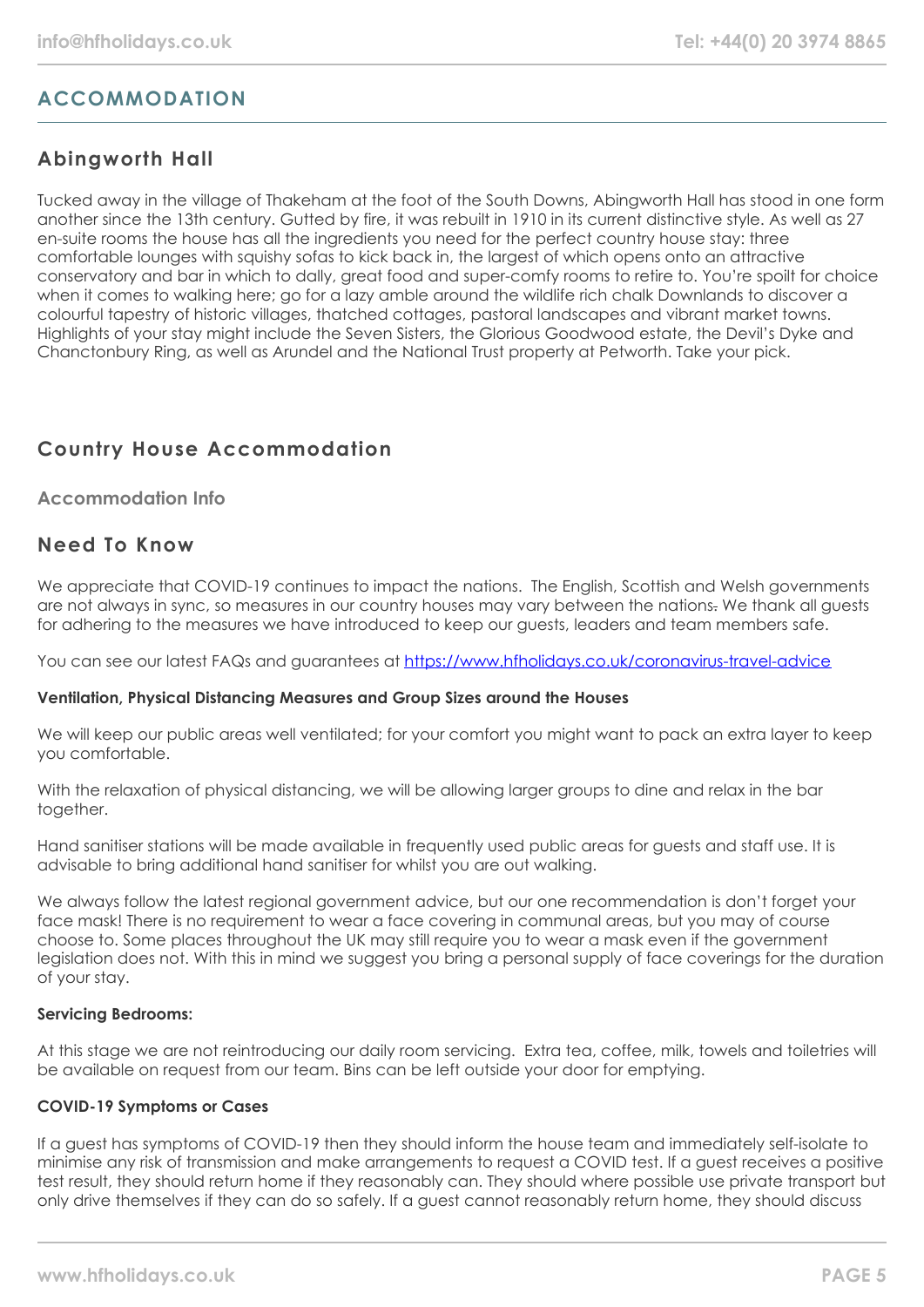## ACCOMMODATION

### Abingworth Hall

Tucked away in the village of Thakeham at the foot of the South Downs, Abingworth Hall has stood in one form another since the 13th century. Gutted by fire, it was rebuilt in 1910 in its current distinctive style. As well as 27 en-suite rooms the house has all the ingredients you need for the perfect country house stay: three comfortable lounges with squishy sofas to kick back in, the largest of which opens onto an attractive conservatory and bar in which to dally, great food and super-comfy rooms to retire to. You're spoilt for choice when it comes to walking here; go for a lazy amble around the wildlife rich chalk Downlands to discover a colourful tapestry of historic villages, thatched cottages, pastoral landscapes and vibrant market towns. Highlights of your stay might include the Seven Sisters, the Glorious Goodwood estate, the Devil's Dyke and Chanctonbury Ring, as well as Arundel and the National Trust property at Petworth. Take your pick.

### Country House Accommodation

#### Accommodation Info

### Need To Know

We appreciate that COVID-19 continues to impact the nations. The English, Scottish and Welsh governments are not always in sync, so measures in our country houses may vary between the nations. We thank all guests for adhering to the measures we have introduced to keep our guests, leaders and team members safe.

You can see our latest FAQs and guarantees at https://www.hfholidays.co.uk/coronavirus-travel-advice

**Ventilation, Physical Distancing Measures and Group Sizes around the Houses**

We will keep our public areas well ventilated; for your comfort you might want to pack an extra layer to keep you comfortable.

With the relaxation of physical distancing, we will be allowing larger groups to dine and relax in the bar together.

Hand sanitiser stations will be made available in frequently used public areas for guests and staff use. It is advisable to bring additional hand sanitiser for whilst you are out walking.

We always follow the latest regional government advice, but our one recommendation is don't forget your face mask! There is no requirement to wear a face covering in communal areas, but you may of course choose to. Some places throughout the UK may still require you to wear a mask even if the government legislation does not. With this in mind we suggest you bring a personal supply of face coverings for the duration of your stay.

**Servicing Bedrooms:**

At this stage we are not reintroducing our daily room servicing. Extra tea, coffee, milk, towels and toiletries will be available on request from our team. Bins can be left outside your door for emptying.

**COVID-19 Symptoms or Cases**

If a guest has symptoms of COVID-19 then they should inform the house team and immediately self-isolate to minimise any risk of transmission and make arrangements to request a COVID test. If a guest receives a positive test result, they should return home if they reasonably can. They should where possible use private transport but only drive themselves if they can do so safely. If a guest cannot reasonably return home, they should discuss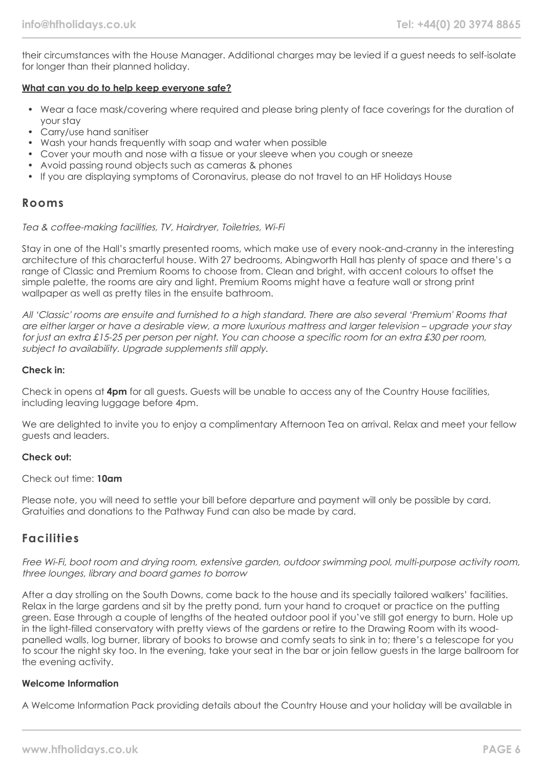their circumstances with the House Manager. Additional charges may be levied if a guest needs to self-isolate for longer than their planned holiday.

**What can you do to help keep everyone safe?**

- Wear a face mask/covering where required and please bring plenty of face coverings for the duration of your stay
- Carry/use hand sanitiser
- Wash your hands frequently with soap and water when possible
- Cover your mouth and nose with a tissue or your sleeve when you cough or sneeze
- Avoid passing round objects such as cameras & phones
- If you are displaying symptoms of Coronavirus, please do not travel to an HF Holidays House

## Rooms

*Tea & coffee-making facilities, TV, Hairdryer, Toiletries, Wi-Fi*

Stay in one of the Hall's smartly presented rooms, which make use of every nook-and-cranny in the interesting architecture of this characterful house. With 27 bedrooms, Abingworth Hall has plenty of space and there's a range of Classic and Premium Rooms to choose from. Clean and bright, with accent colours to offset the simple palette, the rooms are airy and light. Premium Rooms might have a feature wall or strong print wallpaper as well as pretty tiles in the ensuite bathroom.

*All 'Classic' rooms are ensuite and furnished to a high standard. There are also several 'Premium' Rooms that are either larger or have a desirable view, a more luxurious mattress and larger television – upgrade your stay for just an extra £15-25 per person per night. You can choose a specific room for an extra £30 per room, subject to availability. Upgrade supplements still apply.*

**Check in:**

Check in opens at **4pm** for all guests. Guests will be unable to access any of the Country House facilities, including leaving luggage before 4pm.

We are delighted to invite you to enjoy a complimentary Afternoon Tea on arrival. Relax and meet your fellow guests and leaders.

**Check out:**

Check out time: **10am**

Please note, you will need to settle your bill before departure and payment will only be possible by card. Gratuities and donations to the Pathway Fund can also be made by card.

## Facilities

*Free Wi-Fi, boot room and drying room, extensive garden, outdoor swimming pool, multi-purpose activity room, three lounges, library and board games to borrow*

After a day strolling on the South Downs, come back to the house and its specially tailored walkers' facilities. Relax in the large gardens and sit by the pretty pond, turn your hand to croquet or practice on the putting green. Ease through a couple of lengths of the heated outdoor pool if you've still got energy to burn. Hole up in the light-filled conservatory with pretty views of the gardens or retire to the Drawing Room with its wood-panelled walls, log burner, library of books to browse and comfy seats to sink in to; there's a telescope for you to scour the night sky too. In the evening, take your seat in the bar or join fellow guests in the large ballroom for the evening activity.

**Welcome Information**

A Welcome Information Pack providing details about the Country House and your holiday will be available in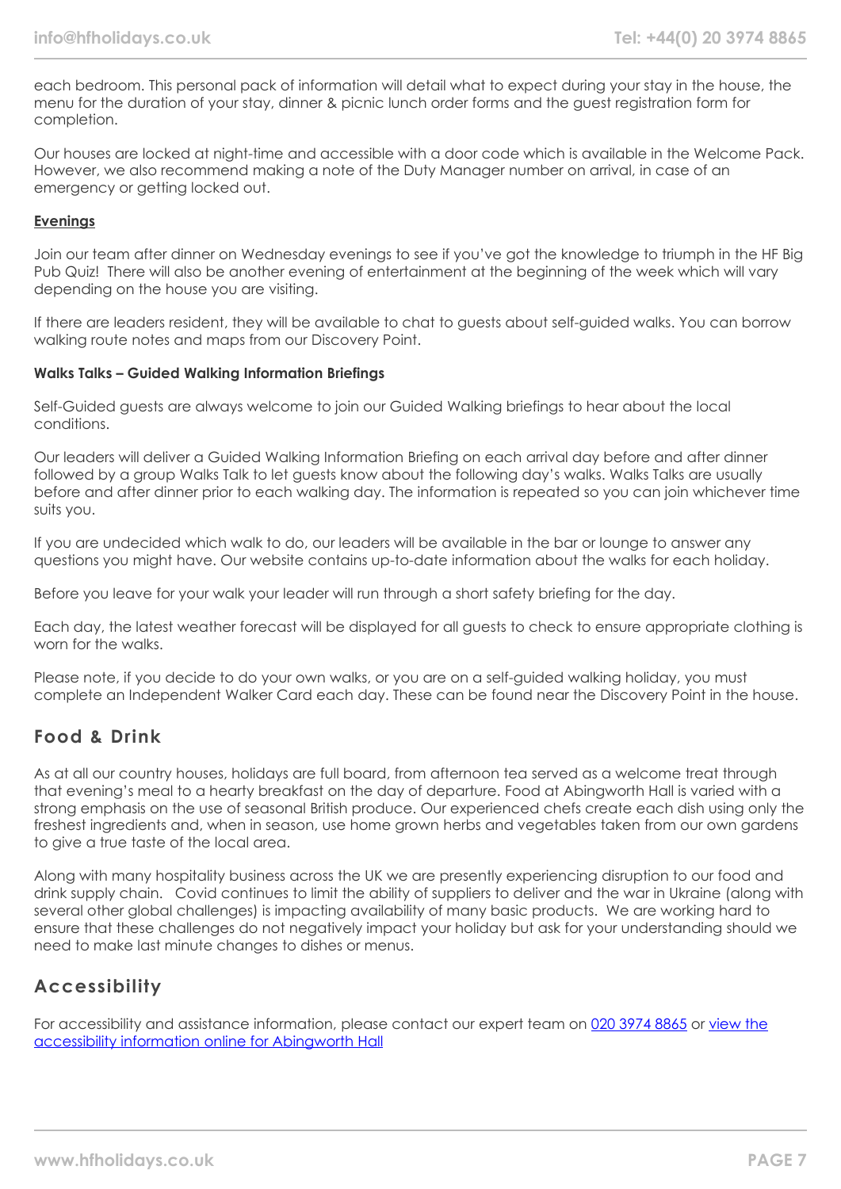each bedroom. This personal pack of information will detail what to expect during your stay in the house, the menu for the duration of your stay, dinner & picnic lunch order forms and the guest registration form for completion.

Our houses are locked at night-time and accessible with a door code which is available in the Welcome Pack. However, we also recommend making a note of the Duty Manager number on arrival, in case of an emergency or getting locked out.

**Evenings**

Join our team after dinner on Wednesday evenings to see if you've got the knowledge to triumph in the HF Big Pub Quiz! There will also be another evening of entertainment at the beginning of the week which will vary depending on the house you are visiting.

If there are leaders resident, they will be available to chat to guests about self-guided walks. You can borrow walking route notes and maps from our Discovery Point.

**Walks Talks – Guided Walking Information Briefings**

Self-Guided guests are always welcome to join our Guided Walking briefings to hear about the local conditions.

Our leaders will deliver a Guided Walking Information Briefing on each arrival day before and after dinner followed by a group Walks Talk to let guests know about the following day's walks. Walks Talks are usually before and after dinner prior to each walking day. The information is repeated so you can join whichever time suits you.

If you are undecided which walk to do, our leaders will be available in the bar or lounge to answer any questions you might have. Our website contains up-to-date information about the walks for each holiday.

Before you leave for your walk your leader will run through a short safety briefing for the day.

Each day, the latest weather forecast will be displayed for all guests to check to ensure appropriate clothing is worn for the walks.

Please note, if you decide to do your own walks, or you are on a self-guided walking holiday, you must complete an Independent Walker Card each day. These can be found near the Discovery Point in the house.

## Food & Drink

As at all our country houses, holidays are full board, from afternoon tea served as a welcome treat through that evening's meal to a hearty breakfast on the day of departure. Food at Abingworth Hall is varied with a strong emphasis on the use of seasonal British produce. Our experienced chefs create each dish using only the freshest ingredients and, when in season, use home grown herbs and vegetables taken from our own gardens to give a true taste of the local area.

Along with many hospitality business across the UK we are presently experiencing disruption to our food and drink supply chain. Covid continues to limit the ability of suppliers to deliver and the war in Ukraine (along with several other global challenges) is impacting availability of many basic products. We are working hard to ensure that these challenges do not negatively impact your holiday but ask for your understanding should we need to make last minute changes to dishes or menus.

## Accessibility

For accessibility and assistance information, please contact our expert team on 020 3974 8865 or view the accessibility information online for Abingworth Hall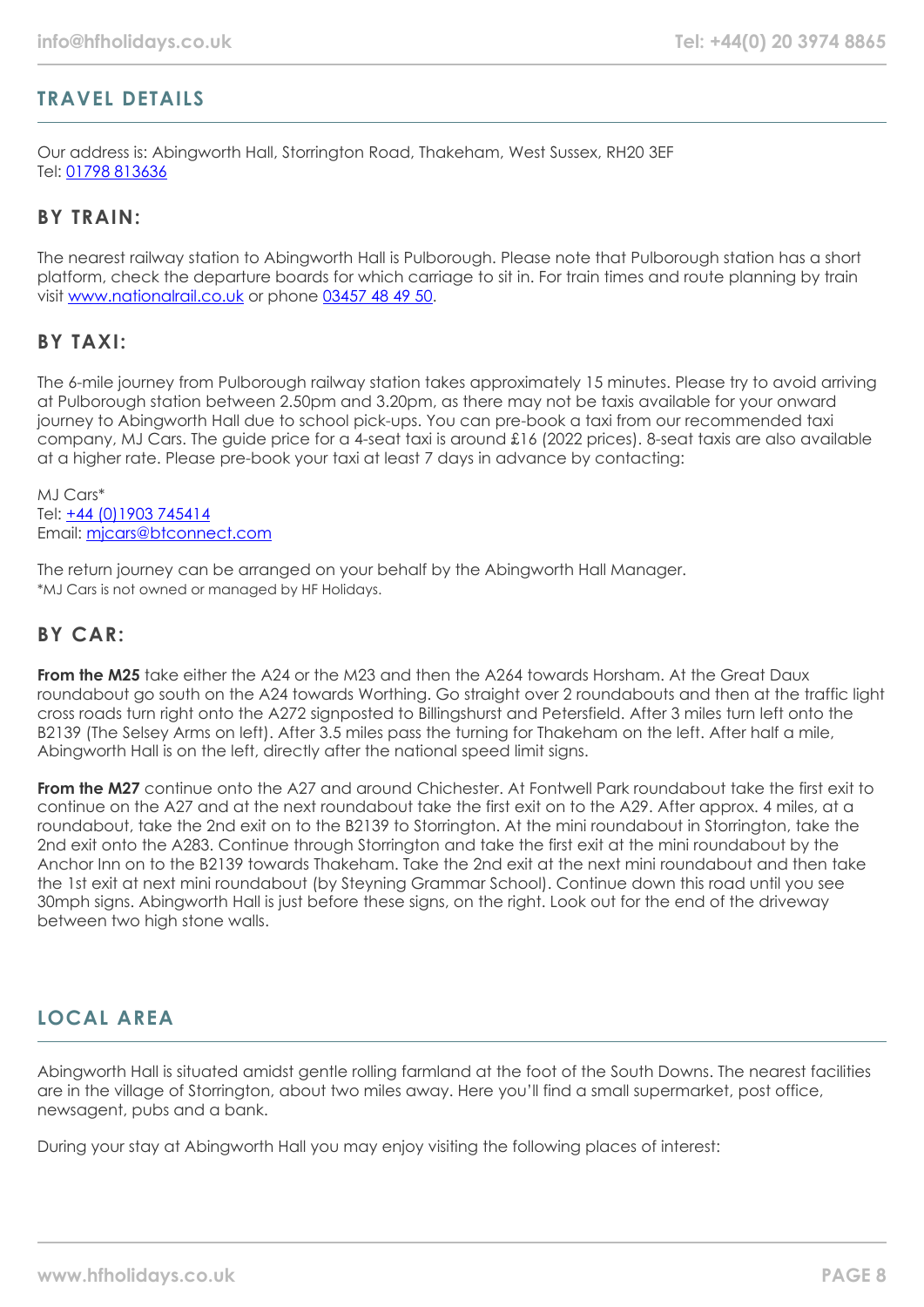## TRAVEL DETAILS

Our address is: Abingworth Hall, Storrington Road, Thakeham, West Sussex, RH20 3EF
Tel: 01798 813636

### BY TRAIN:

The nearest railway station to Abingworth Hall is Pulborough. Please note that Pulborough station has a short platform, check the departure boards for which carriage to sit in. For train times and route planning by train visit www.nationalrail.co.uk or phone 03457 48 49 50.

### BY TAXI:

The 6-mile journey from Pulborough railway station takes approximately 15 minutes. Please try to avoid arriving at Pulborough station between 2.50pm and 3.20pm, as there may not be taxis available for your onward journey to Abingworth Hall due to school pick-ups. You can pre-book a taxi from our recommended taxi company, MJ Cars. The guide price for a 4-seat taxi is around £16 (2022 prices). 8-seat taxis are also available at a higher rate. Please pre-book your taxi at least 7 days in advance by contacting:

MJ Cars*
Tel: +44 (0)1903 745414
Email: mjcars@btconnect.com

The return journey can be arranged on your behalf by the Abingworth Hall Manager.
*MJ Cars is not owned or managed by HF Holidays.

### BY CAR:

**From the M25** take either the A24 or the M23 and then the A264 towards Horsham. At the Great Daux roundabout go south on the A24 towards Worthing. Go straight over 2 roundabouts and then at the traffic light cross roads turn right onto the A272 signposted to Billingshurst and Petersfield. After 3 miles turn left onto the B2139 (The Selsey Arms on left). After 3.5 miles pass the turning for Thakeham on the left. After half a mile, Abingworth Hall is on the left, directly after the national speed limit signs.

**From the M27** continue onto the A27 and around Chichester. At Fontwell Park roundabout take the first exit to continue on the A27 and at the next roundabout take the first exit on to the A29. After approx. 4 miles, at a roundabout, take the 2nd exit on to the B2139 to Storrington. At the mini roundabout in Storrington, take the 2nd exit onto the A283. Continue through Storrington and take the first exit at the mini roundabout by the Anchor Inn on to the B2139 towards Thakeham. Take the 2nd exit at the next mini roundabout and then take the 1st exit at next mini roundabout (by Steyning Grammar School). Continue down this road until you see 30mph signs. Abingworth Hall is just before these signs, on the right. Look out for the end of the driveway between two high stone walls.

## LOCAL AREA

Abingworth Hall is situated amidst gentle rolling farmland at the foot of the South Downs. The nearest facilities are in the village of Storrington, about two miles away. Here you'll find a small supermarket, post office, newsagent, pubs and a bank.

During your stay at Abingworth Hall you may enjoy visiting the following places of interest: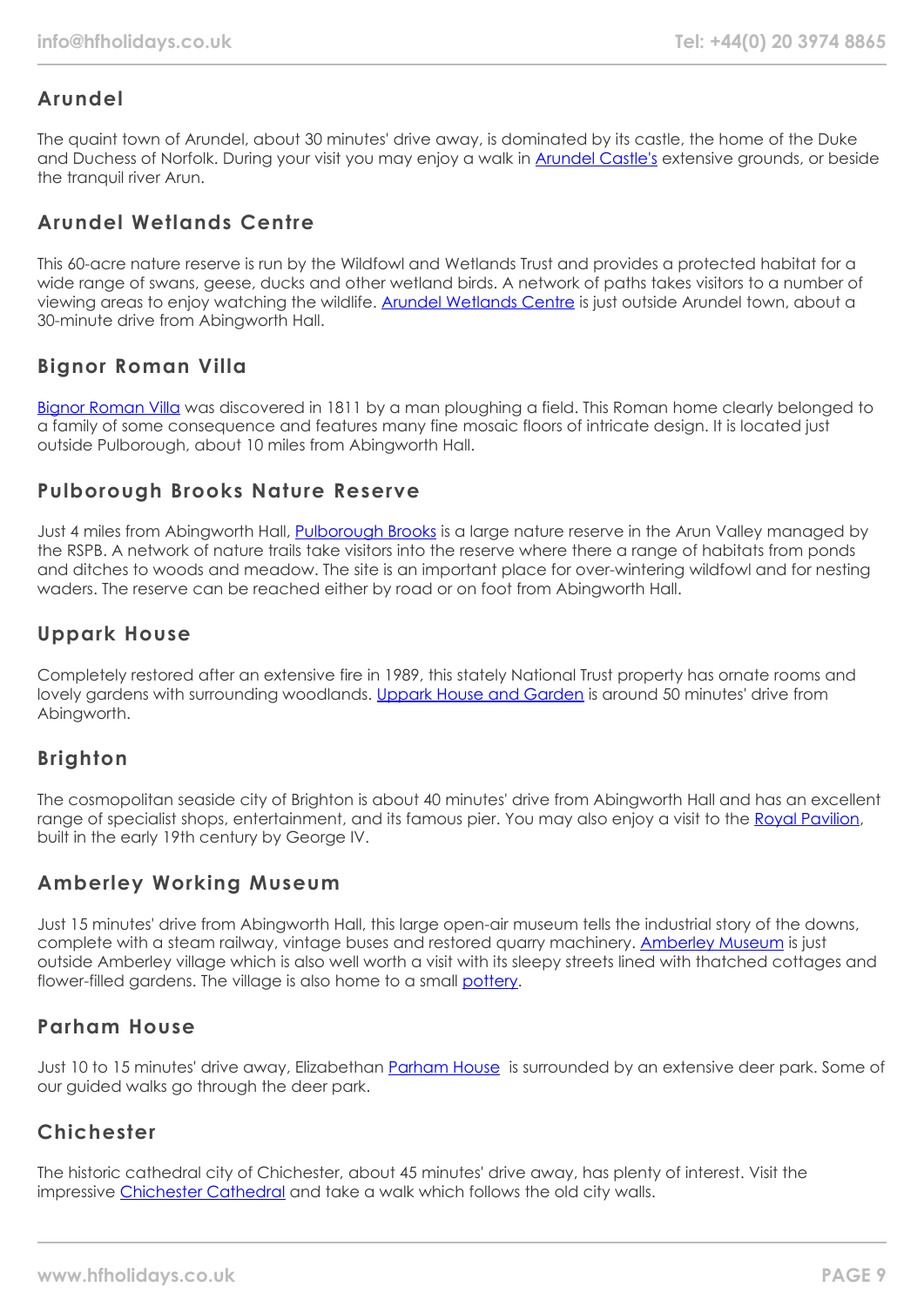## Arundel

The quaint town of Arundel, about 30 minutes' drive away, is dominated by its castle, the home of the Duke and Duchess of Norfolk. During your visit you may enjoy a walk in Arundel Castle's extensive grounds, or beside the tranquil river Arun.

## Arundel Wetlands Centre

This 60-acre nature reserve is run by the Wildfowl and Wetlands Trust and provides a protected habitat for a wide range of swans, geese, ducks and other wetland birds. A network of paths takes visitors to a number of viewing areas to enjoy watching the wildlife. Arundel Wetlands Centre is just outside Arundel town, about a 30-minute drive from Abingworth Hall.

## Bignor Roman Villa

Bignor Roman Villa was discovered in 1811 by a man ploughing a field. This Roman home clearly belonged to a family of some consequence and features many fine mosaic floors of intricate design. It is located just outside Pulborough, about 10 miles from Abingworth Hall.

## Pulborough Brooks Nature Reserve

Just 4 miles from Abingworth Hall, Pulborough Brooks is a large nature reserve in the Arun Valley managed by the RSPB. A network of nature trails take visitors into the reserve where there a range of habitats from ponds and ditches to woods and meadow. The site is an important place for over-wintering wildfowl and for nesting waders. The reserve can be reached either by road or on foot from Abingworth Hall.

## Uppark House

Completely restored after an extensive fire in 1989, this stately National Trust property has ornate rooms and lovely gardens with surrounding woodlands. Uppark House and Garden is around 50 minutes' drive from Abingworth.

## Brighton

The cosmopolitan seaside city of Brighton is about 40 minutes' drive from Abingworth Hall and has an excellent range of specialist shops, entertainment, and its famous pier. You may also enjoy a visit to the Royal Pavilion, built in the early 19th century by George IV.

## Amberley Working Museum

Just 15 minutes' drive from Abingworth Hall, this large open-air museum tells the industrial story of the downs, complete with a steam railway, vintage buses and restored quarry machinery. Amberley Museum is just outside Amberley village which is also well worth a visit with its sleepy streets lined with thatched cottages and flower-filled gardens. The village is also home to a small pottery.

## Parham House

Just 10 to 15 minutes' drive away, Elizabethan Parham House is surrounded by an extensive deer park. Some of our guided walks go through the deer park.

## Chichester

The historic cathedral city of Chichester, about 45 minutes' drive away, has plenty of interest. Visit the impressive Chichester Cathedral and take a walk which follows the old city walls.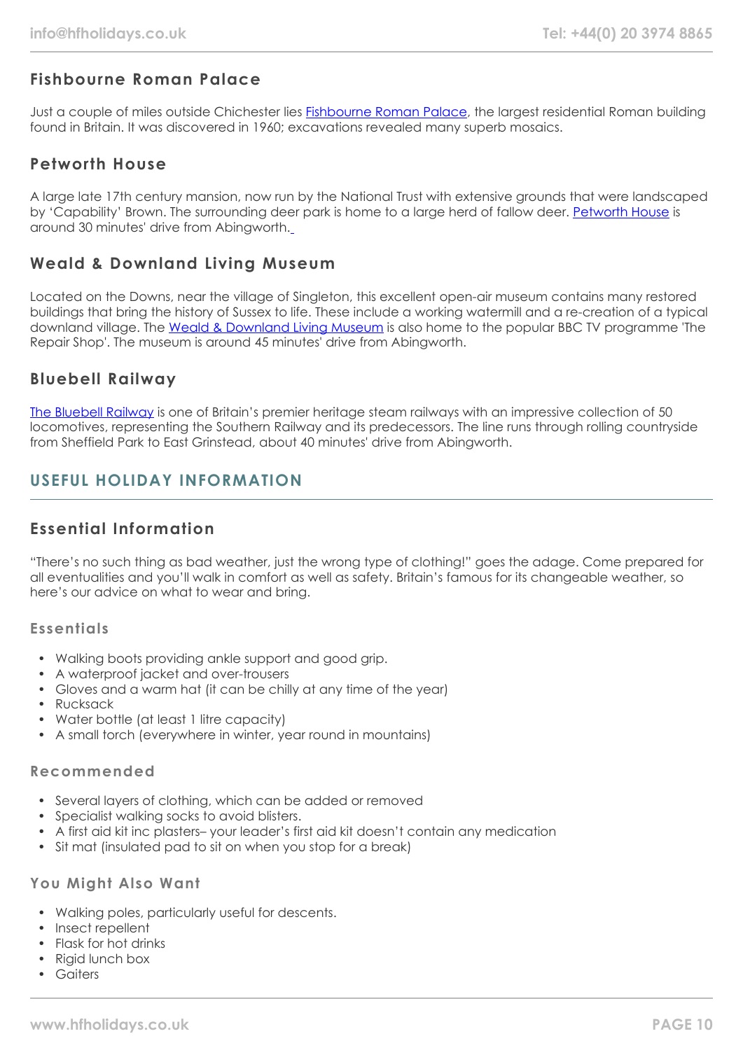### Fishbourne Roman Palace

Just a couple of miles outside Chichester lies Fishbourne Roman Palace, the largest residential Roman building found in Britain. It was discovered in 1960; excavations revealed many superb mosaics.

### Petworth House

A large late 17th century mansion, now run by the National Trust with extensive grounds that were landscaped by 'Capability' Brown. The surrounding deer park is home to a large herd of fallow deer. Petworth House is around 30 minutes' drive from Abingworth.

### Weald & Downland Living Museum

Located on the Downs, near the village of Singleton, this excellent open-air museum contains many restored buildings that bring the history of Sussex to life. These include a working watermill and a re-creation of a typical downland village. The Weald & Downland Living Museum is also home to the popular BBC TV programme 'The Repair Shop'. The museum is around 45 minutes' drive from Abingworth.

### Bluebell Railway

The Bluebell Railway is one of Britain's premier heritage steam railways with an impressive collection of 50 locomotives, representing the Southern Railway and its predecessors. The line runs through rolling countryside from Sheffield Park to East Grinstead, about 40 minutes' drive from Abingworth.

## USEFUL HOLIDAY INFORMATION

### Essential Information

"There's no such thing as bad weather, just the wrong type of clothing!" goes the adage. Come prepared for all eventualities and you'll walk in comfort as well as safety. Britain's famous for its changeable weather, so here's our advice on what to wear and bring.

#### Essentials

- Walking boots providing ankle support and good grip.
- A waterproof jacket and over-trousers
- Gloves and a warm hat (it can be chilly at any time of the year)
- Rucksack
- Water bottle (at least 1 litre capacity)
- A small torch (everywhere in winter, year round in mountains)

#### Recommended

- Several layers of clothing, which can be added or removed
- Specialist walking socks to avoid blisters.
- A first aid kit inc plasters– your leader's first aid kit doesn't contain any medication
- Sit mat (insulated pad to sit on when you stop for a break)

#### You Might Also Want

- Walking poles, particularly useful for descents.
- Insect repellent
- Flask for hot drinks
- Rigid lunch box
- Gaiters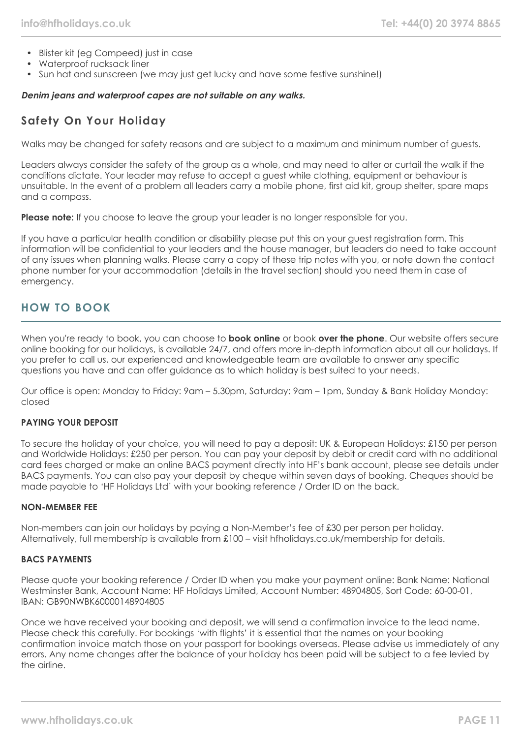- Blister kit (eg Compeed) just in case
- Waterproof rucksack liner
- Sun hat and sunscreen (we may just get lucky and have some festive sunshine!)

***Denim jeans and waterproof capes are not suitable on any walks.***

## Safety On Your Holiday

Walks may be changed for safety reasons and are subject to a maximum and minimum number of guests.

Leaders always consider the safety of the group as a whole, and may need to alter or curtail the walk if the conditions dictate. Your leader may refuse to accept a guest while clothing, equipment or behaviour is unsuitable. In the event of a problem all leaders carry a mobile phone, first aid kit, group shelter, spare maps and a compass.

**Please note:** If you choose to leave the group your leader is no longer responsible for you.

If you have a particular health condition or disability please put this on your guest registration form. This information will be confidential to your leaders and the house manager, but leaders do need to take account of any issues when planning walks. Please carry a copy of these trip notes with you, or note down the contact phone number for your accommodation (details in the travel section) should you need them in case of emergency.

# HOW TO BOOK

When you're ready to book, you can choose to **book online** or book **over the phone**. Our website offers secure online booking for our holidays, is available 24/7, and offers more in-depth information about all our holidays. If you prefer to call us, our experienced and knowledgeable team are available to answer any specific questions you have and can offer guidance as to which holiday is best suited to your needs.

Our office is open: Monday to Friday: 9am – 5.30pm, Saturday: 9am – 1pm, Sunday & Bank Holiday Monday: closed

### PAYING YOUR DEPOSIT

To secure the holiday of your choice, you will need to pay a deposit: UK & European Holidays: £150 per person and Worldwide Holidays: £250 per person. You can pay your deposit by debit or credit card with no additional card fees charged or make an online BACS payment directly into HF's bank account, please see details under BACS payments. You can also pay your deposit by cheque within seven days of booking. Cheques should be made payable to 'HF Holidays Ltd' with your booking reference / Order ID on the back.

### NON-MEMBER FEE

Non-members can join our holidays by paying a Non-Member's fee of £30 per person per holiday. Alternatively, full membership is available from £100 – visit hfholidays.co.uk/membership for details.

### BACS PAYMENTS

Please quote your booking reference / Order ID when you make your payment online: Bank Name: National Westminster Bank, Account Name: HF Holidays Limited, Account Number: 48904805, Sort Code: 60-00-01, IBAN: GB90NWBK60000148904805

Once we have received your booking and deposit, we will send a confirmation invoice to the lead name. Please check this carefully. For bookings 'with flights' it is essential that the names on your booking confirmation invoice match those on your passport for bookings overseas. Please advise us immediately of any errors. Any name changes after the balance of your holiday has been paid will be subject to a fee levied by the airline.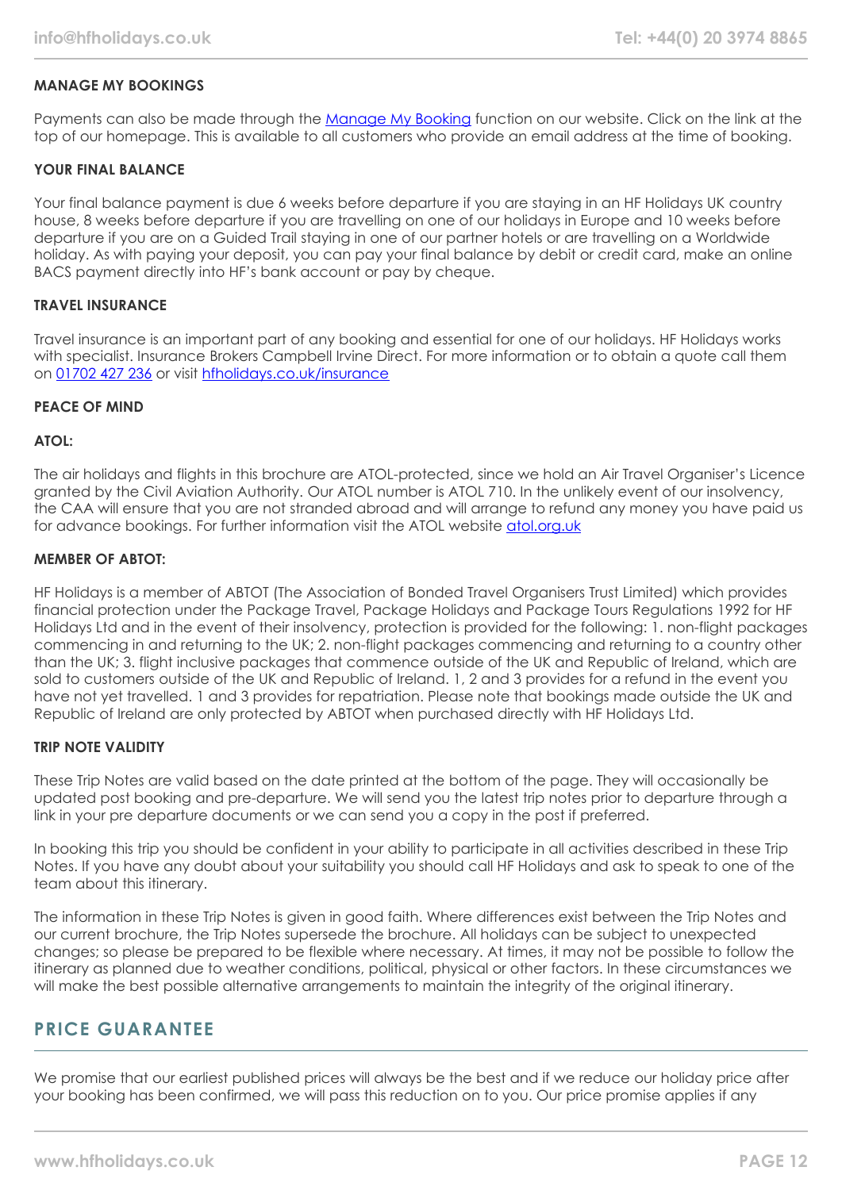**MANAGE MY BOOKINGS**

Payments can also be made through the [Manage My Booking](#) function on our website. Click on the link at the top of our homepage. This is available to all customers who provide an email address at the time of booking.

**YOUR FINAL BALANCE**

Your final balance payment is due 6 weeks before departure if you are staying in an HF Holidays UK country house, 8 weeks before departure if you are travelling on one of our holidays in Europe and 10 weeks before departure if you are on a Guided Trail staying in one of our partner hotels or are travelling on a Worldwide holiday. As with paying your deposit, you can pay your final balance by debit or credit card, make an online BACS payment directly into HF's bank account or pay by cheque.

**TRAVEL INSURANCE**

Travel insurance is an important part of any booking and essential for one of our holidays. HF Holidays works with specialist. Insurance Brokers Campbell Irvine Direct. For more information or to obtain a quote call them on 01702 427 236 or visit hfholidays.co.uk/insurance

**PEACE OF MIND**

**ATOL:**

The air holidays and flights in this brochure are ATOL-protected, since we hold an Air Travel Organiser's Licence granted by the Civil Aviation Authority. Our ATOL number is ATOL 710. In the unlikely event of our insolvency, the CAA will ensure that you are not stranded abroad and will arrange to refund any money you have paid us for advance bookings. For further information visit the ATOL website atol.org.uk

**MEMBER OF ABTOT:**

HF Holidays is a member of ABTOT (The Association of Bonded Travel Organisers Trust Limited) which provides financial protection under the Package Travel, Package Holidays and Package Tours Regulations 1992 for HF Holidays Ltd and in the event of their insolvency, protection is provided for the following: 1. non-flight packages commencing in and returning to the UK; 2. non-flight packages commencing and returning to a country other than the UK; 3. flight inclusive packages that commence outside of the UK and Republic of Ireland, which are sold to customers outside of the UK and Republic of Ireland. 1, 2 and 3 provides for a refund in the event you have not yet travelled. 1 and 3 provides for repatriation. Please note that bookings made outside the UK and Republic of Ireland are only protected by ABTOT when purchased directly with HF Holidays Ltd.

**TRIP NOTE VALIDITY**

These Trip Notes are valid based on the date printed at the bottom of the page. They will occasionally be updated post booking and pre-departure. We will send you the latest trip notes prior to departure through a link in your pre departure documents or we can send you a copy in the post if preferred.

In booking this trip you should be confident in your ability to participate in all activities described in these Trip Notes. If you have any doubt about your suitability you should call HF Holidays and ask to speak to one of the team about this itinerary.

The information in these Trip Notes is given in good faith. Where differences exist between the Trip Notes and our current brochure, the Trip Notes supersede the brochure. All holidays can be subject to unexpected changes; so please be prepared to be flexible where necessary. At times, it may not be possible to follow the itinerary as planned due to weather conditions, political, physical or other factors. In these circumstances we will make the best possible alternative arrangements to maintain the integrity of the original itinerary.

## PRICE GUARANTEE

We promise that our earliest published prices will always be the best and if we reduce our holiday price after your booking has been confirmed, we will pass this reduction on to you. Our price promise applies if any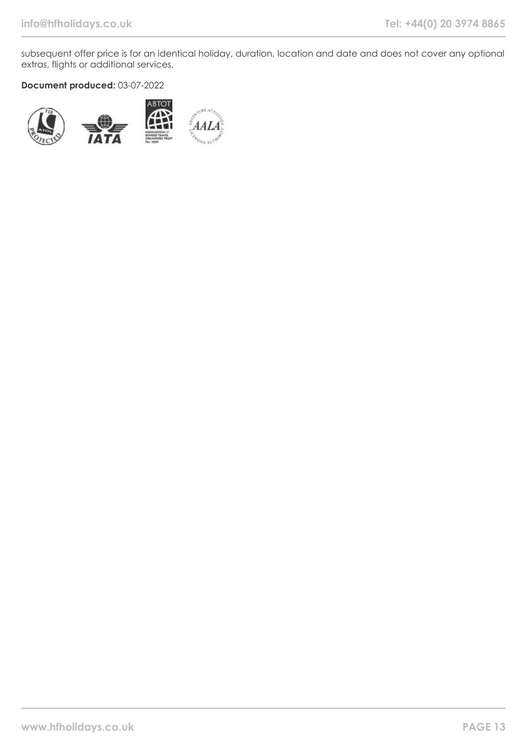subsequent offer price is for an identical holiday, duration, location and date and does not cover any optional extras, flights or additional services.

**Document produced:** 03-07-2022